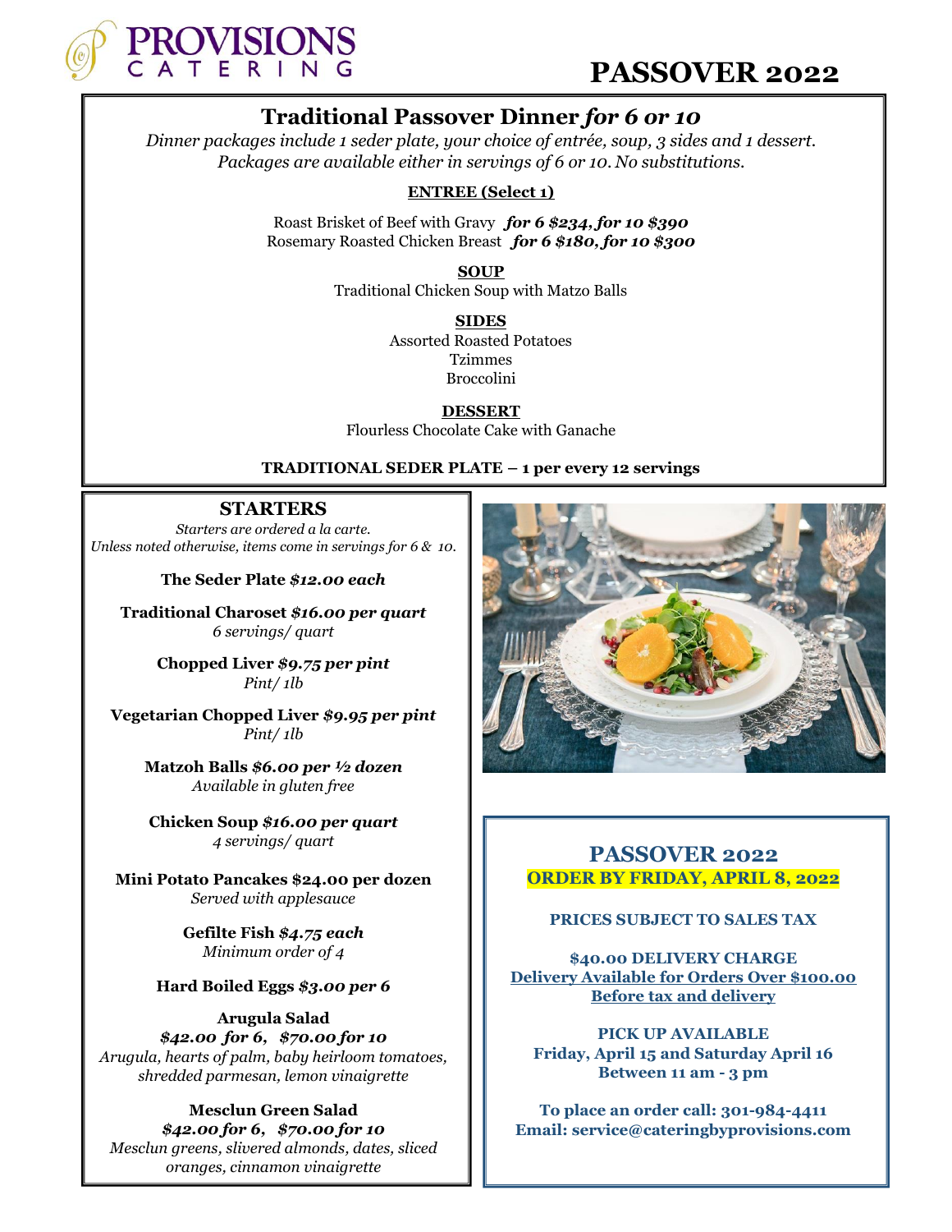PROVISIONS CATERING

# PASSOVER 2022

## Traditional Passover Dinner *for 6 or 10*

*Dinner packages include 1 seder plate, your choice of entrée, soup, 3 sides and 1 dessert. Packages are available either in servings of 6 or 10. No substitutions.*

**ENTREE (Select 1)**

Roast Brisket of Beef with Gravy ***for 6 $234, for 10 $390***
Rosemary Roasted Chicken Breast ***for 6 $180, for 10 $300***

**SOUP**
Traditional Chicken Soup with Matzo Balls

**SIDES**
Assorted Roasted Potatoes
Tzimmes
Broccolini

**DESSERT**
Flourless Chocolate Cake with Ganache

**TRADITIONAL SEDER PLATE – 1 per every 12 servings**

## STARTERS

*Starters are ordered a la carte.*
*Unless noted otherwise, items come in servings for 6 & 10.*

**The Seder Plate *$12.00 each***

**Traditional Charoset *$16.00 per quart***
*6 servings/ quart*

**Chopped Liver *$9.75 per pint***
*Pint/ 1lb*

**Vegetarian Chopped Liver *$9.95 per pint***
*Pint/ 1lb*

**Matzoh Balls *$6.00 per ½ dozen***
*Available in gluten free*

**Chicken Soup *$16.00 per quart***
*4 servings/ quart*

**Mini Potato Pancakes $24.00 per dozen**
*Served with applesauce*

**Gefilte Fish *$4.75 each***
*Minimum order of 4*

**Hard Boiled Eggs *$3.00 per 6***

**Arugula Salad**
***$42.00 for 6, $70.00 for 10***
*Arugula, hearts of palm, baby heirloom tomatoes, shredded parmesan, lemon vinaigrette*

**Mesclun Green Salad**
***$42.00 for 6, $70.00 for 10***
*Mesclun greens, slivered almonds, dates, sliced oranges, cinnamon vinaigrette*

## PASSOVER 2022

**ORDER BY FRIDAY, APRIL 8, 2022**

**PRICES SUBJECT TO SALES TAX**

**$40.00 DELIVERY CHARGE**
**Delivery Available for Orders Over $100.00**
**Before tax and delivery**

**PICK UP AVAILABLE**
**Friday, April 15 and Saturday April 16**
**Between 11 am - 3 pm**

**To place an order call: 301-984-4411**
**Email: service@cateringbyprovisions.com**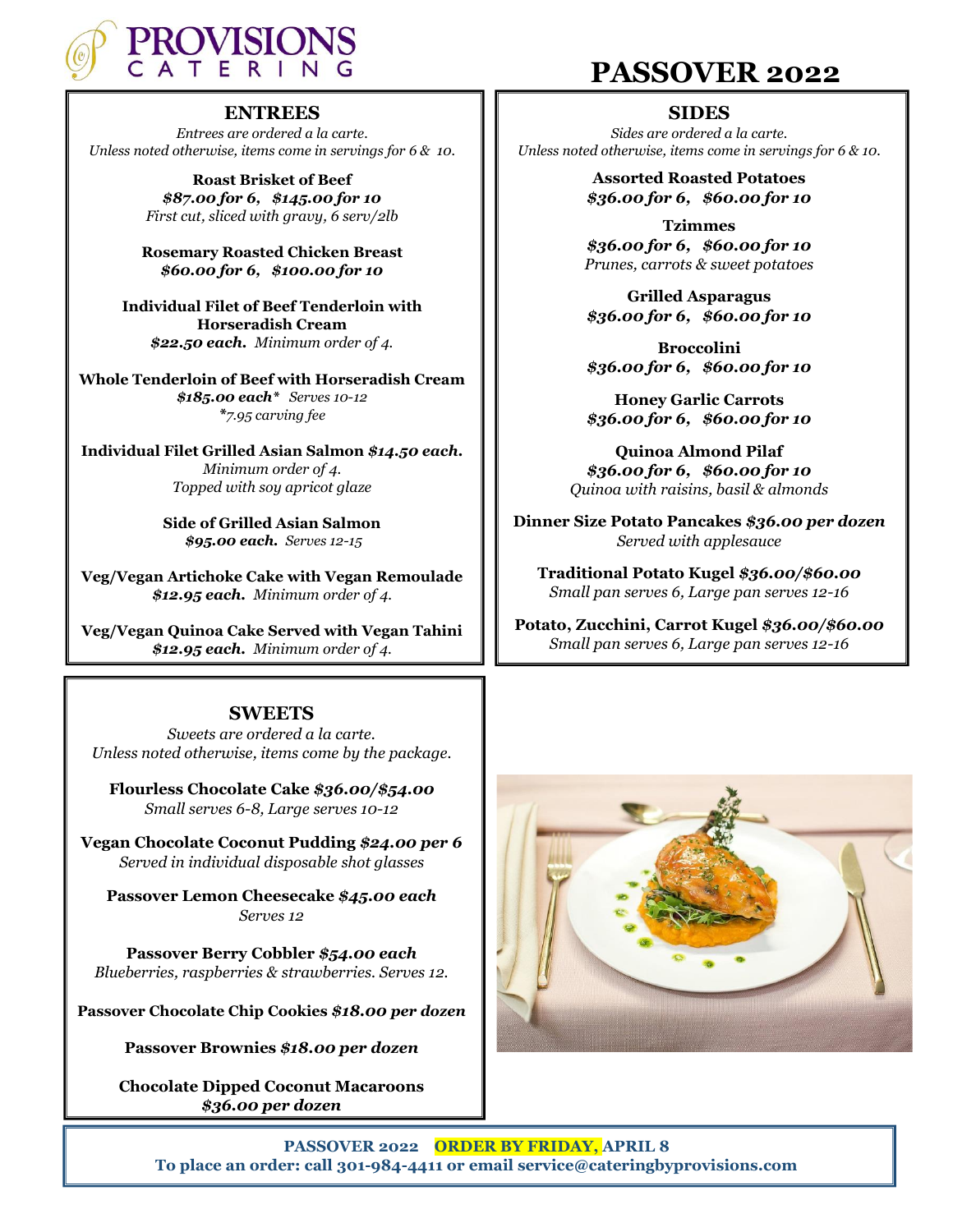PROVISIONS CATERING

# PASSOVER 2022

## ENTREES

*Entrees are ordered a la carte.*
*Unless noted otherwise, items come in servings for 6 & 10.*

**Roast Brisket of Beef**
***$87.00 for 6, $145.00 for 10***
*First cut, sliced with gravy, 6 serv/2lb*

**Rosemary Roasted Chicken Breast**
***$60.00 for 6, $100.00 for 10***

**Individual Filet of Beef Tenderloin with Horseradish Cream**
***$22.50 each.*** *Minimum order of 4.*

**Whole Tenderloin of Beef with Horseradish Cream**
***$185.00 each**** *Serves 10-12*
**7.95 carving fee*

**Individual Filet Grilled Asian Salmon** ***$14.50 each.***
*Minimum order of 4.*
*Topped with soy apricot glaze*

**Side of Grilled Asian Salmon**
***$95.00 each.*** *Serves 12-15*

**Veg/Vegan Artichoke Cake with Vegan Remoulade**
***$12.95 each.*** *Minimum order of 4.*

**Veg/Vegan Quinoa Cake Served with Vegan Tahini**
***$12.95 each.*** *Minimum order of 4.*

## SIDES

*Sides are ordered a la carte.*
*Unless noted otherwise, items come in servings for 6 & 10.*

**Assorted Roasted Potatoes**
***$36.00 for 6, $60.00 for 10***

**Tzimmes**
***$36.00 for 6, $60.00 for 10***
*Prunes, carrots & sweet potatoes*

**Grilled Asparagus**
***$36.00 for 6, $60.00 for 10***

**Broccolini**
***$36.00 for 6, $60.00 for 10***

**Honey Garlic Carrots**
***$36.00 for 6, $60.00 for 10***

**Quinoa Almond Pilaf**
***$36.00 for 6, $60.00 for 10***
*Quinoa with raisins, basil & almonds*

**Dinner Size Potato Pancakes** ***$36.00 per dozen***
*Served with applesauce*

**Traditional Potato Kugel** ***$36.00/$60.00***
*Small pan serves 6, Large pan serves 12-16*

**Potato, Zucchini, Carrot Kugel** ***$36.00/$60.00***
*Small pan serves 6, Large pan serves 12-16*

## SWEETS

*Sweets are ordered a la carte.*
*Unless noted otherwise, items come by the package.*

**Flourless Chocolate Cake** ***$36.00/$54.00***
*Small serves 6-8, Large serves 10-12*

**Vegan Chocolate Coconut Pudding** ***$24.00 per 6***
*Served in individual disposable shot glasses*

**Passover Lemon Cheesecake** ***$45.00 each***
*Serves 12*

**Passover Berry Cobbler** ***$54.00 each***
*Blueberries, raspberries & strawberries. Serves 12.*

**Passover Chocolate Chip Cookies** ***$18.00 per dozen***

**Passover Brownies** ***$18.00 per dozen***

**Chocolate Dipped Coconut Macaroons**
***$36.00 per dozen***

**PASSOVER 2022 ORDER BY FRIDAY, APRIL 8**
**To place an order: call 301-984-4411 or email service@cateringbyprovisions.com**